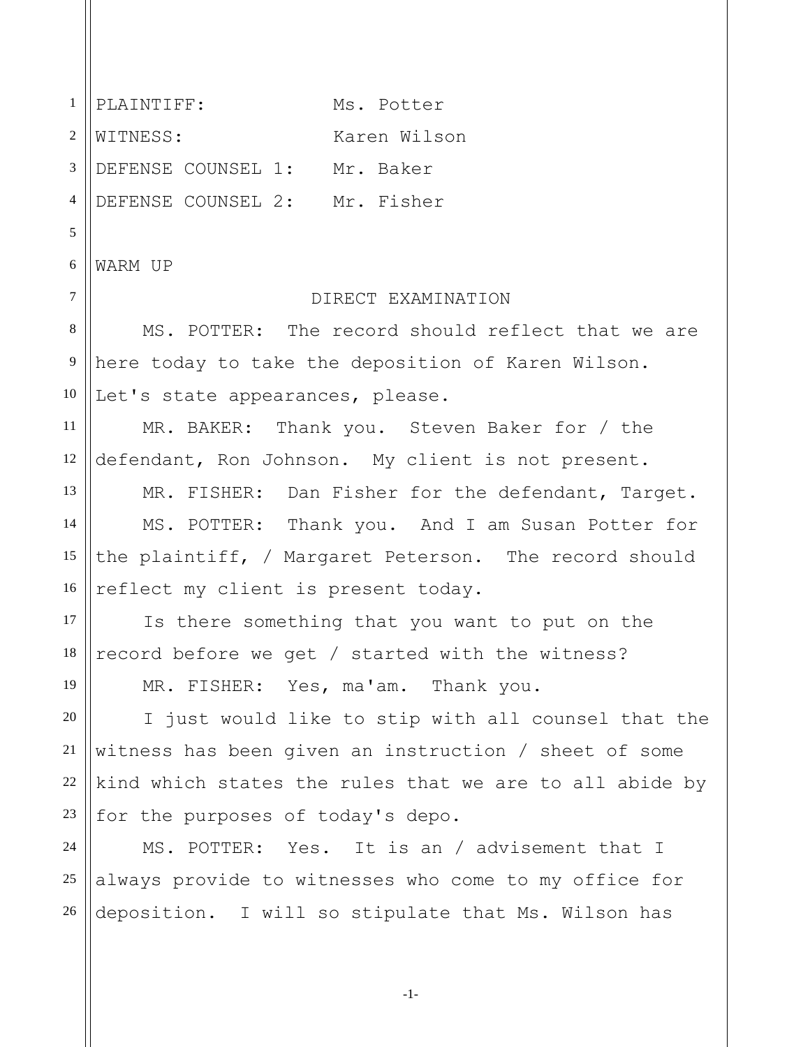PLAINTIFF: Ms. Potter
WITNESS: Karen Wilson
DEFENSE COUNSEL 1: Mr. Baker
DEFENSE COUNSEL 2: Mr. Fisher

WARM UP

DIRECT EXAMINATION

MS. POTTER: The record should reflect that we are here today to take the deposition of Karen Wilson. Let's state appearances, please.

MR. BAKER: Thank you. Steven Baker for / the defendant, Ron Johnson. My client is not present.

MR. FISHER: Dan Fisher for the defendant, Target.

MS. POTTER: Thank you. And I am Susan Potter for the plaintiff, / Margaret Peterson. The record should reflect my client is present today.

Is there something that you want to put on the record before we get / started with the witness?

MR. FISHER: Yes, ma'am. Thank you.

I just would like to stip with all counsel that the witness has been given an instruction / sheet of some kind which states the rules that we are to all abide by for the purposes of today's depo.

MS. POTTER: Yes. It is an / advisement that I always provide to witnesses who come to my office for deposition. I will so stipulate that Ms. Wilson has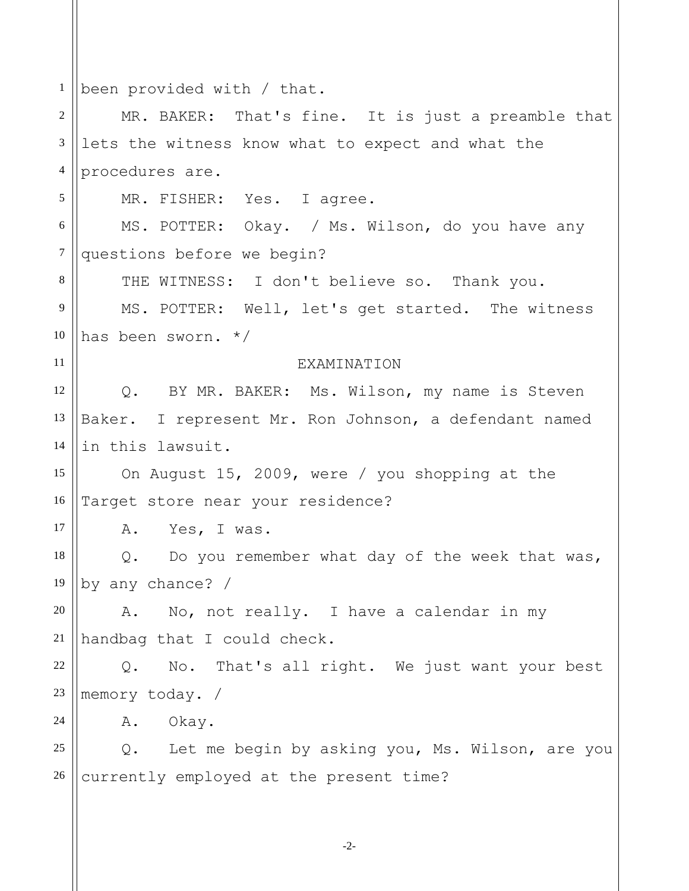been provided with / that.

MR. BAKER: That's fine. It is just a preamble that lets the witness know what to expect and what the procedures are.

MR. FISHER: Yes. I agree.

MS. POTTER: Okay. / Ms. Wilson, do you have any questions before we begin?

THE WITNESS: I don't believe so. Thank you.

MS. POTTER: Well, let's get started. The witness has been sworn. */

EXAMINATION

Q. BY MR. BAKER: Ms. Wilson, my name is Steven Baker. I represent Mr. Ron Johnson, a defendant named in this lawsuit.

On August 15, 2009, were / you shopping at the Target store near your residence?

A. Yes, I was.

Q. Do you remember what day of the week that was, by any chance? /

A. No, not really. I have a calendar in my handbag that I could check.

Q. No. That's all right. We just want your best memory today. /

A. Okay.

Q. Let me begin by asking you, Ms. Wilson, are you currently employed at the present time?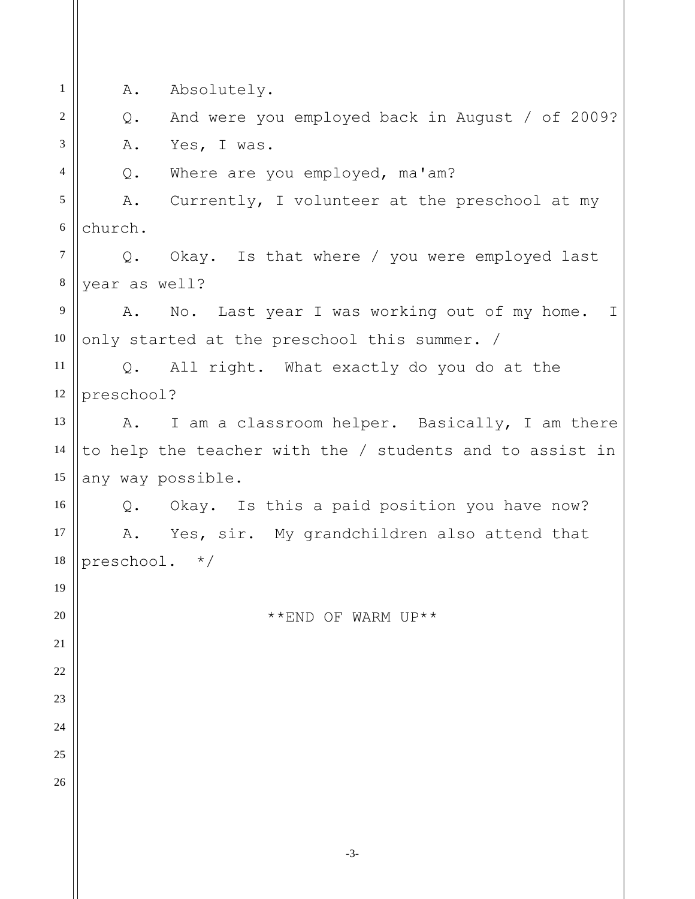A. Absolutely.

Q. And were you employed back in August / of 2009?

A. Yes, I was.

Q. Where are you employed, ma'am?

A. Currently, I volunteer at the preschool at my church.

Q. Okay. Is that where / you were employed last year as well?

A. No. Last year I was working out of my home. I only started at the preschool this summer. /

Q. All right. What exactly do you do at the preschool?

A. I am a classroom helper. Basically, I am there to help the teacher with the / students and to assist in any way possible.

Q. Okay. Is this a paid position you have now?

A. Yes, sir. My grandchildren also attend that preschool. */

**END OF WARM UP**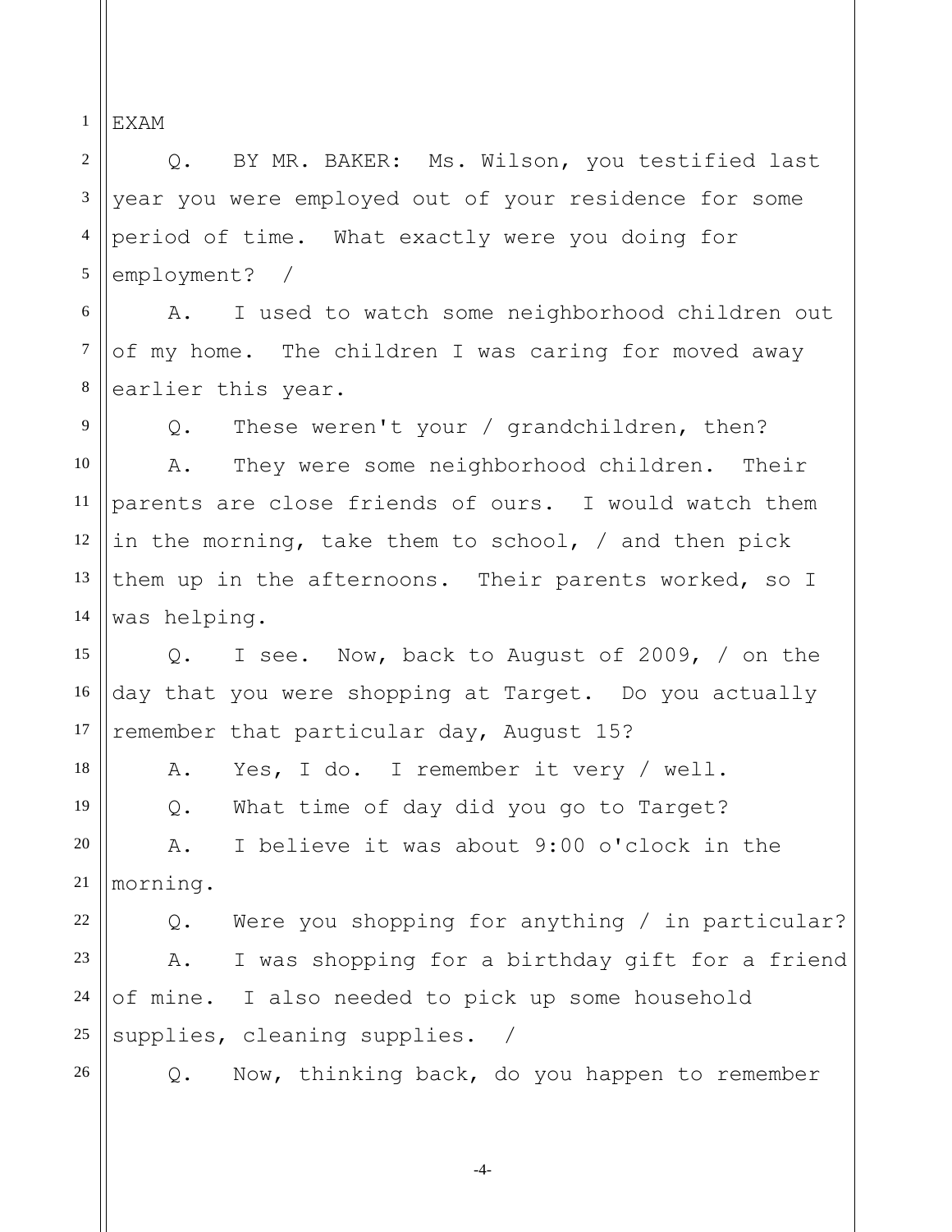EXAM

Q. BY MR. BAKER: Ms. Wilson, you testified last year you were employed out of your residence for some period of time. What exactly were you doing for employment? /

A. I used to watch some neighborhood children out of my home. The children I was caring for moved away earlier this year.

Q. These weren't your / grandchildren, then?

A. They were some neighborhood children. Their parents are close friends of ours. I would watch them in the morning, take them to school, / and then pick them up in the afternoons. Their parents worked, so I was helping.

Q. I see. Now, back to August of 2009, / on the day that you were shopping at Target. Do you actually remember that particular day, August 15?

A. Yes, I do. I remember it very / well.

Q. What time of day did you go to Target?

A. I believe it was about 9:00 o'clock in the morning.

Q. Were you shopping for anything / in particular?

A. I was shopping for a birthday gift for a friend of mine. I also needed to pick up some household supplies, cleaning supplies. /

Q. Now, thinking back, do you happen to remember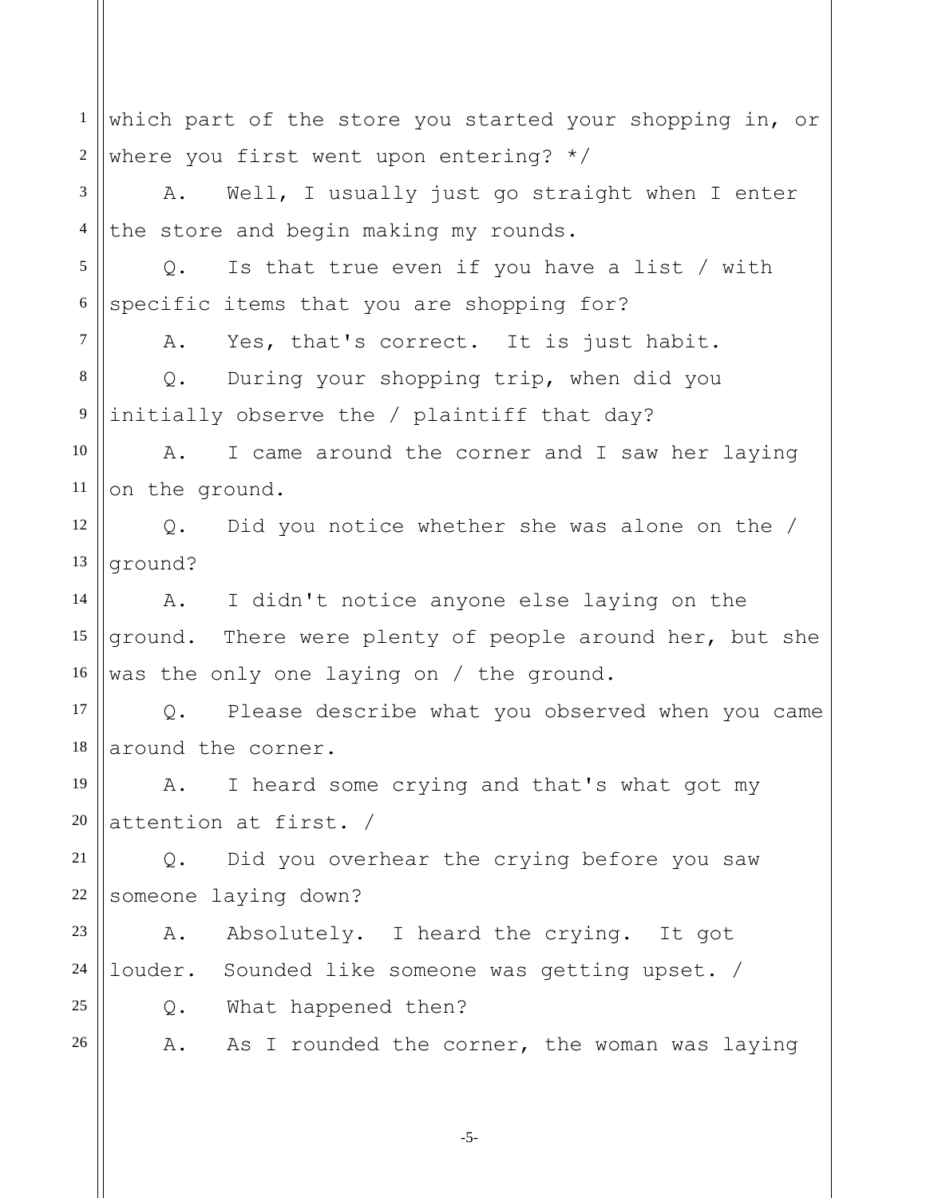which part of the store you started your shopping in, or where you first went upon entering? */

A. Well, I usually just go straight when I enter the store and begin making my rounds.

Q. Is that true even if you have a list / with specific items that you are shopping for?

A. Yes, that's correct. It is just habit.

Q. During your shopping trip, when did you initially observe the / plaintiff that day?

A. I came around the corner and I saw her laying on the ground.

Q. Did you notice whether she was alone on the / ground?

A. I didn't notice anyone else laying on the ground. There were plenty of people around her, but she was the only one laying on / the ground.

Q. Please describe what you observed when you came around the corner.

A. I heard some crying and that's what got my attention at first. /

Q. Did you overhear the crying before you saw someone laying down?

A. Absolutely. I heard the crying. It got louder. Sounded like someone was getting upset. /

Q. What happened then?

A. As I rounded the corner, the woman was laying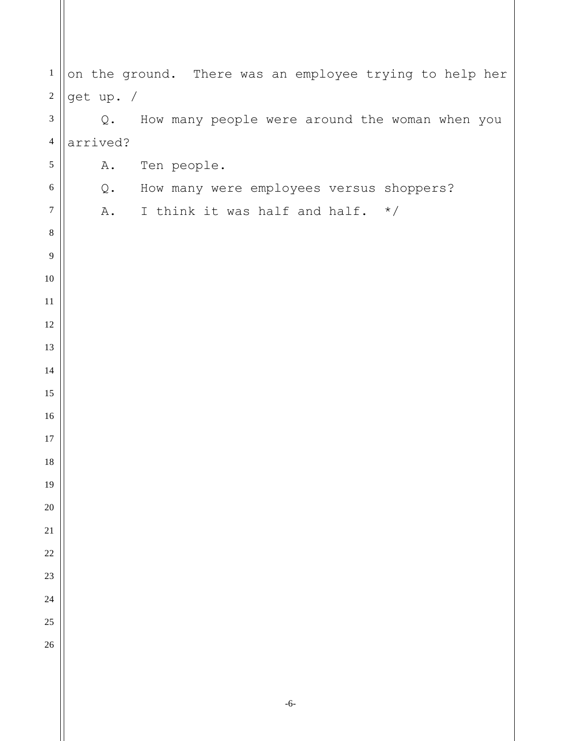on the ground. There was an employee trying to help her get up. /

Q. How many people were around the woman when you arrived?

A. Ten people.

Q. How many were employees versus shoppers?

A. I think it was half and half. */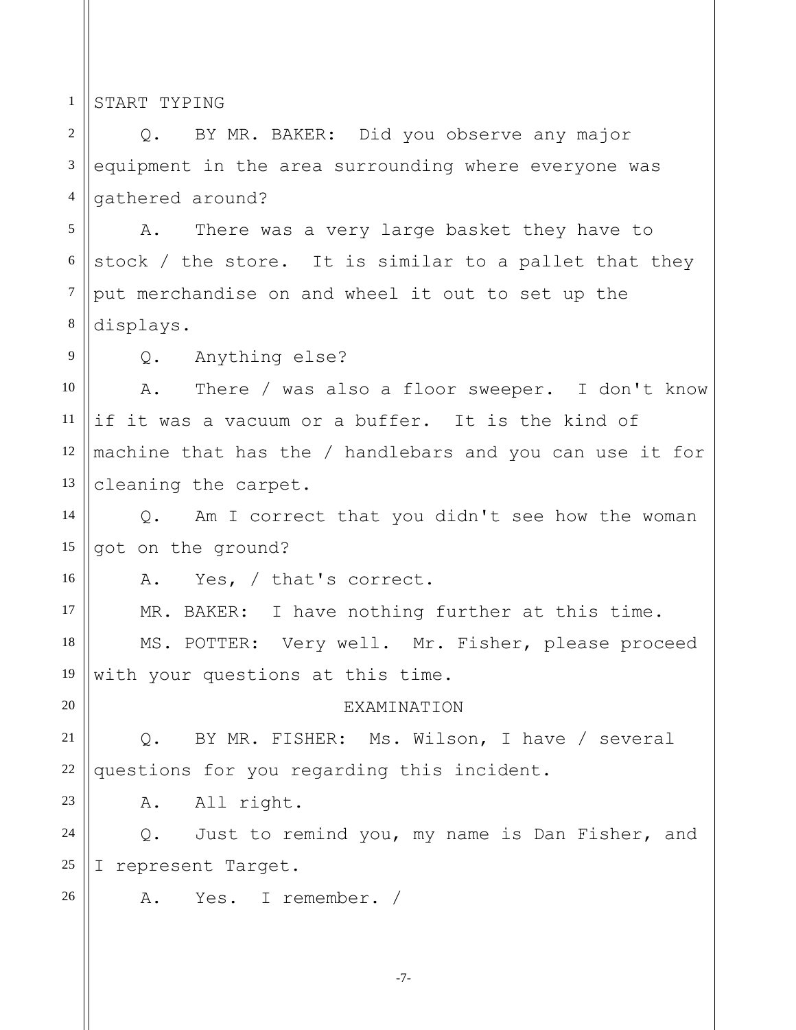START TYPING

Q. BY MR. BAKER: Did you observe any major equipment in the area surrounding where everyone was gathered around?

A. There was a very large basket they have to stock / the store. It is similar to a pallet that they put merchandise on and wheel it out to set up the displays.

Q. Anything else?

A. There / was also a floor sweeper. I don't know if it was a vacuum or a buffer. It is the kind of machine that has the / handlebars and you can use it for cleaning the carpet.

Q. Am I correct that you didn't see how the woman got on the ground?

A. Yes, / that's correct.

MR. BAKER: I have nothing further at this time.

MS. POTTER: Very well. Mr. Fisher, please proceed with your questions at this time.

EXAMINATION

Q. BY MR. FISHER: Ms. Wilson, I have / several questions for you regarding this incident.

A. All right.

Q. Just to remind you, my name is Dan Fisher, and I represent Target.

A. Yes. I remember. /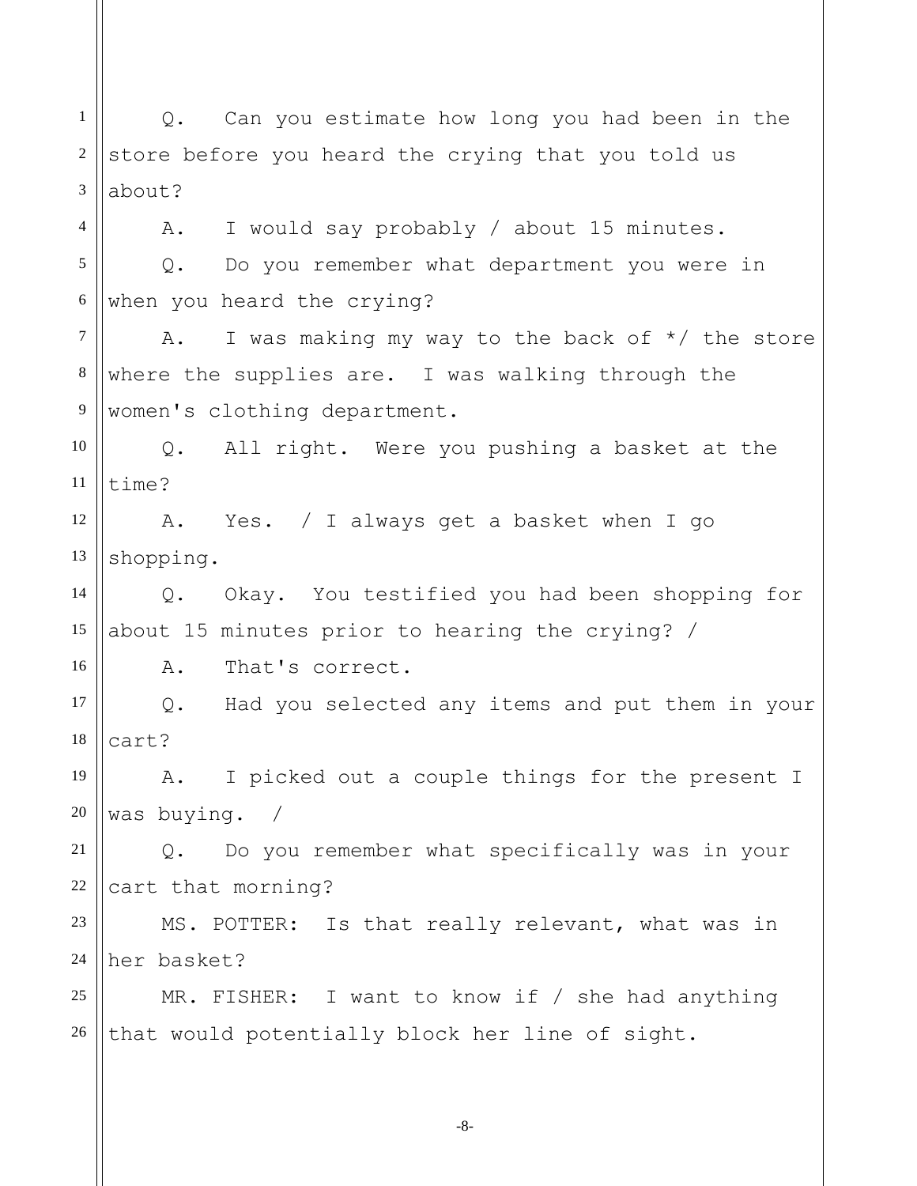Q. Can you estimate how long you had been in the store before you heard the crying that you told us about?

A. I would say probably / about 15 minutes.

Q. Do you remember what department you were in when you heard the crying?

A. I was making my way to the back of */ the store where the supplies are. I was walking through the women's clothing department.

Q. All right. Were you pushing a basket at the time?

A. Yes. / I always get a basket when I go shopping.

Q. Okay. You testified you had been shopping for about 15 minutes prior to hearing the crying? /

A. That's correct.

Q. Had you selected any items and put them in your cart?

A. I picked out a couple things for the present I was buying. /

Q. Do you remember what specifically was in your cart that morning?

MS. POTTER: Is that really relevant, what was in her basket?

MR. FISHER: I want to know if / she had anything that would potentially block her line of sight.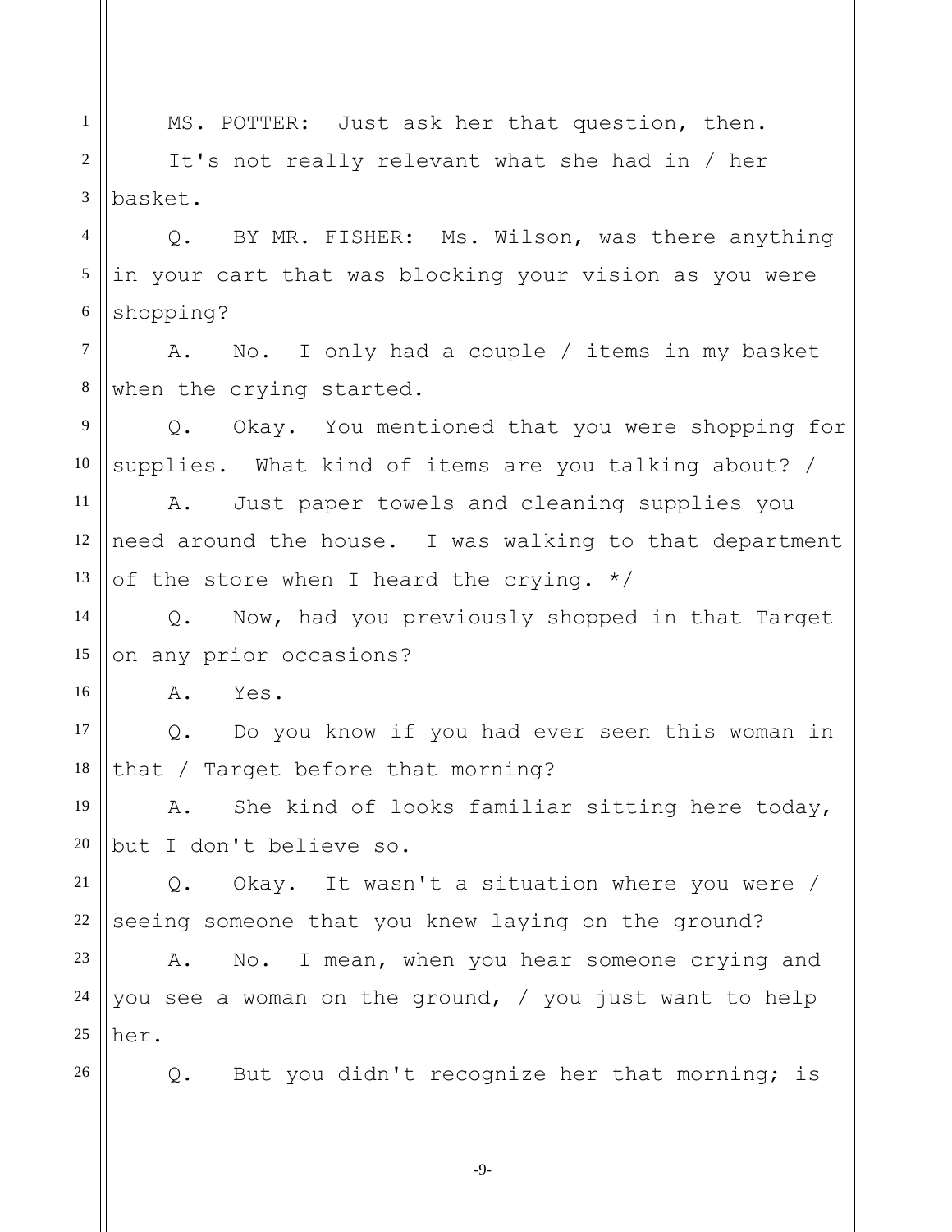MS. POTTER: Just ask her that question, then. It's not really relevant what she had in / her basket.

Q. BY MR. FISHER: Ms. Wilson, was there anything in your cart that was blocking your vision as you were shopping?

A. No. I only had a couple / items in my basket when the crying started.

Q. Okay. You mentioned that you were shopping for supplies. What kind of items are you talking about? /

A. Just paper towels and cleaning supplies you need around the house. I was walking to that department of the store when I heard the crying. */

Q. Now, had you previously shopped in that Target on any prior occasions?

A. Yes.

Q. Do you know if you had ever seen this woman in that / Target before that morning?

A. She kind of looks familiar sitting here today, but I don't believe so.

Q. Okay. It wasn't a situation where you were / seeing someone that you knew laying on the ground?

A. No. I mean, when you hear someone crying and you see a woman on the ground, / you just want to help her.

Q. But you didn't recognize her that morning; is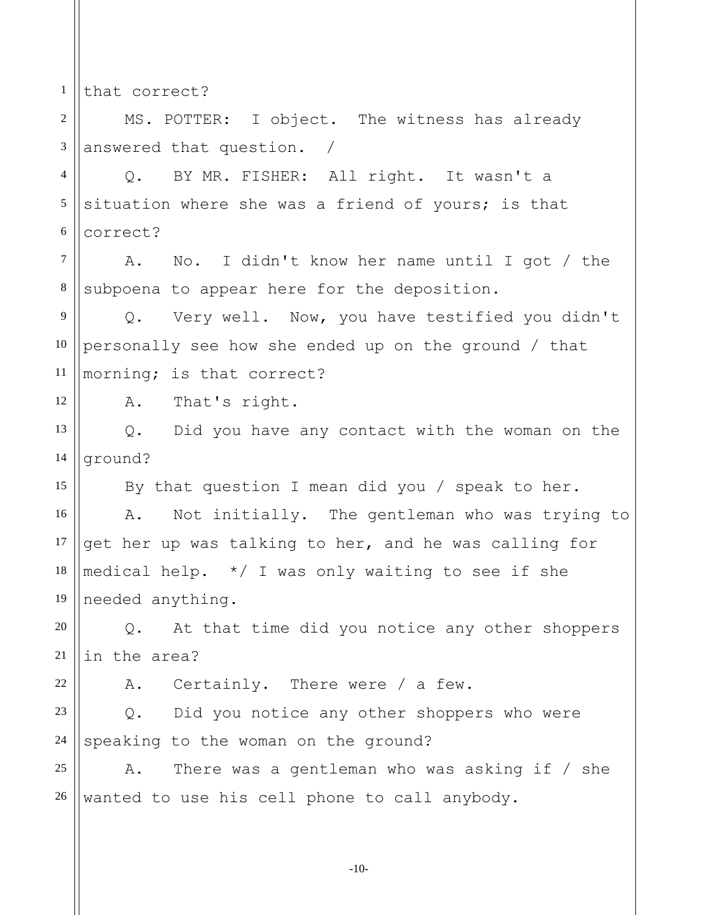that correct?

MS. POTTER: I object. The witness has already answered that question. /

Q. BY MR. FISHER: All right. It wasn't a situation where she was a friend of yours; is that correct?

A. No. I didn't know her name until I got / the subpoena to appear here for the deposition.

Q. Very well. Now, you have testified you didn't personally see how she ended up on the ground / that morning; is that correct?

A. That's right.

Q. Did you have any contact with the woman on the ground?

By that question I mean did you / speak to her.

A. Not initially. The gentleman who was trying to get her up was talking to her, and he was calling for medical help. */ I was only waiting to see if she needed anything.

Q. At that time did you notice any other shoppers in the area?

A. Certainly. There were / a few.

Q. Did you notice any other shoppers who were speaking to the woman on the ground?

A. There was a gentleman who was asking if / she wanted to use his cell phone to call anybody.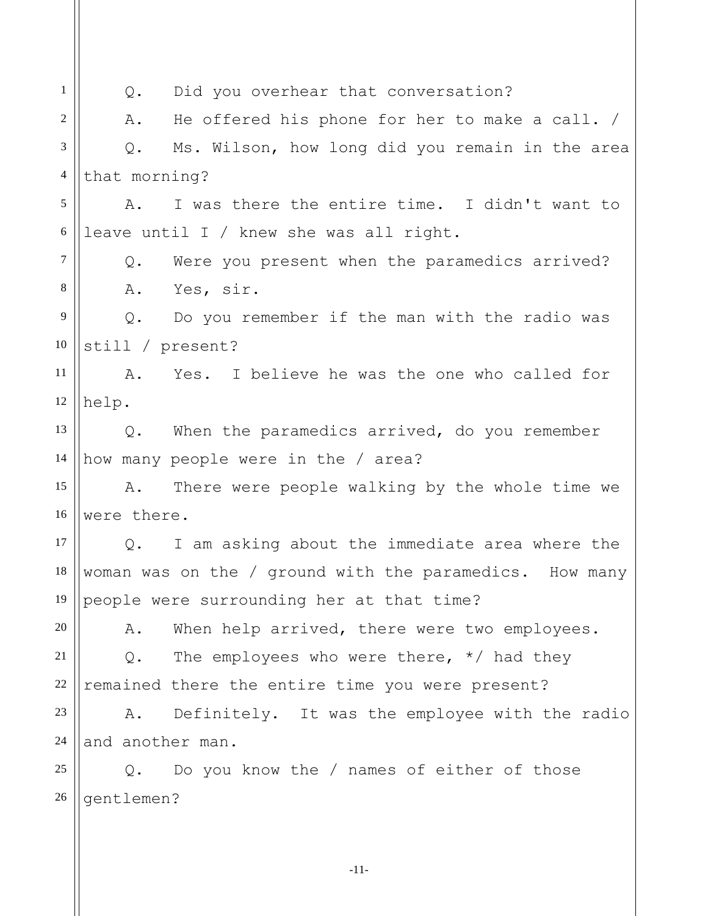Q. Did you overhear that conversation?

A. He offered his phone for her to make a call. /

Q. Ms. Wilson, how long did you remain in the area that morning?

A. I was there the entire time. I didn't want to leave until I / knew she was all right.

Q. Were you present when the paramedics arrived?

A. Yes, sir.

Q. Do you remember if the man with the radio was still / present?

A. Yes. I believe he was the one who called for help.

Q. When the paramedics arrived, do you remember how many people were in the / area?

A. There were people walking by the whole time we were there.

Q. I am asking about the immediate area where the woman was on the / ground with the paramedics. How many people were surrounding her at that time?

A. When help arrived, there were two employees.

Q. The employees who were there, */ had they remained there the entire time you were present?

A. Definitely. It was the employee with the radio and another man.

Q. Do you know the / names of either of those gentlemen?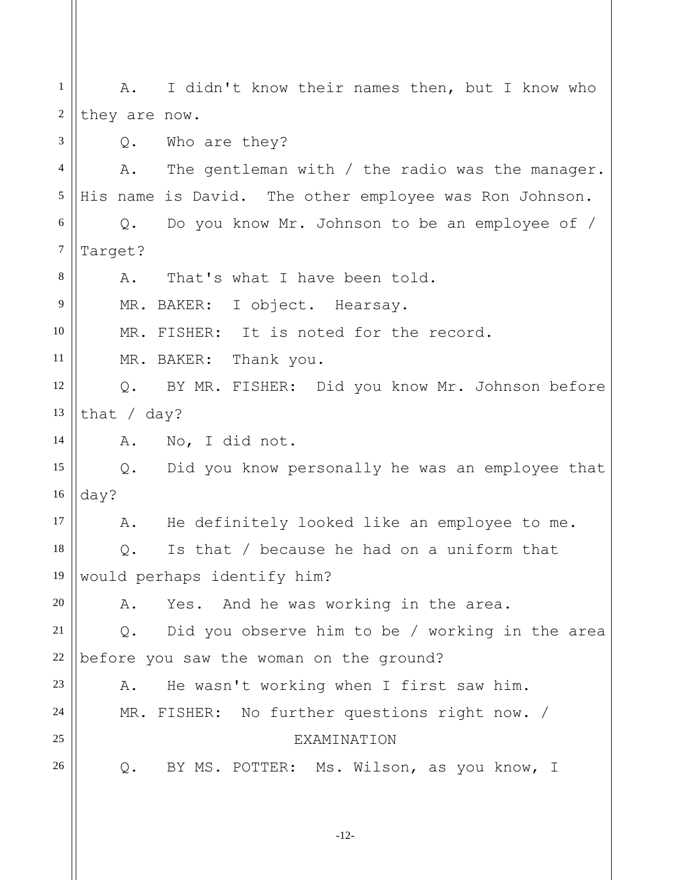A. I didn't know their names then, but I know who they are now.

Q. Who are they?

A. The gentleman with / the radio was the manager. His name is David. The other employee was Ron Johnson.

Q. Do you know Mr. Johnson to be an employee of / Target?

A. That's what I have been told.

MR. BAKER: I object. Hearsay.

MR. FISHER: It is noted for the record.

MR. BAKER: Thank you.

Q. BY MR. FISHER: Did you know Mr. Johnson before that / day?

A. No, I did not.

Q. Did you know personally he was an employee that day?

A. He definitely looked like an employee to me.

Q. Is that / because he had on a uniform that would perhaps identify him?

A. Yes. And he was working in the area.

Q. Did you observe him to be / working in the area before you saw the woman on the ground?

A. He wasn't working when I first saw him.

MR. FISHER: No further questions right now. /

EXAMINATION

Q. BY MS. POTTER: Ms. Wilson, as you know, I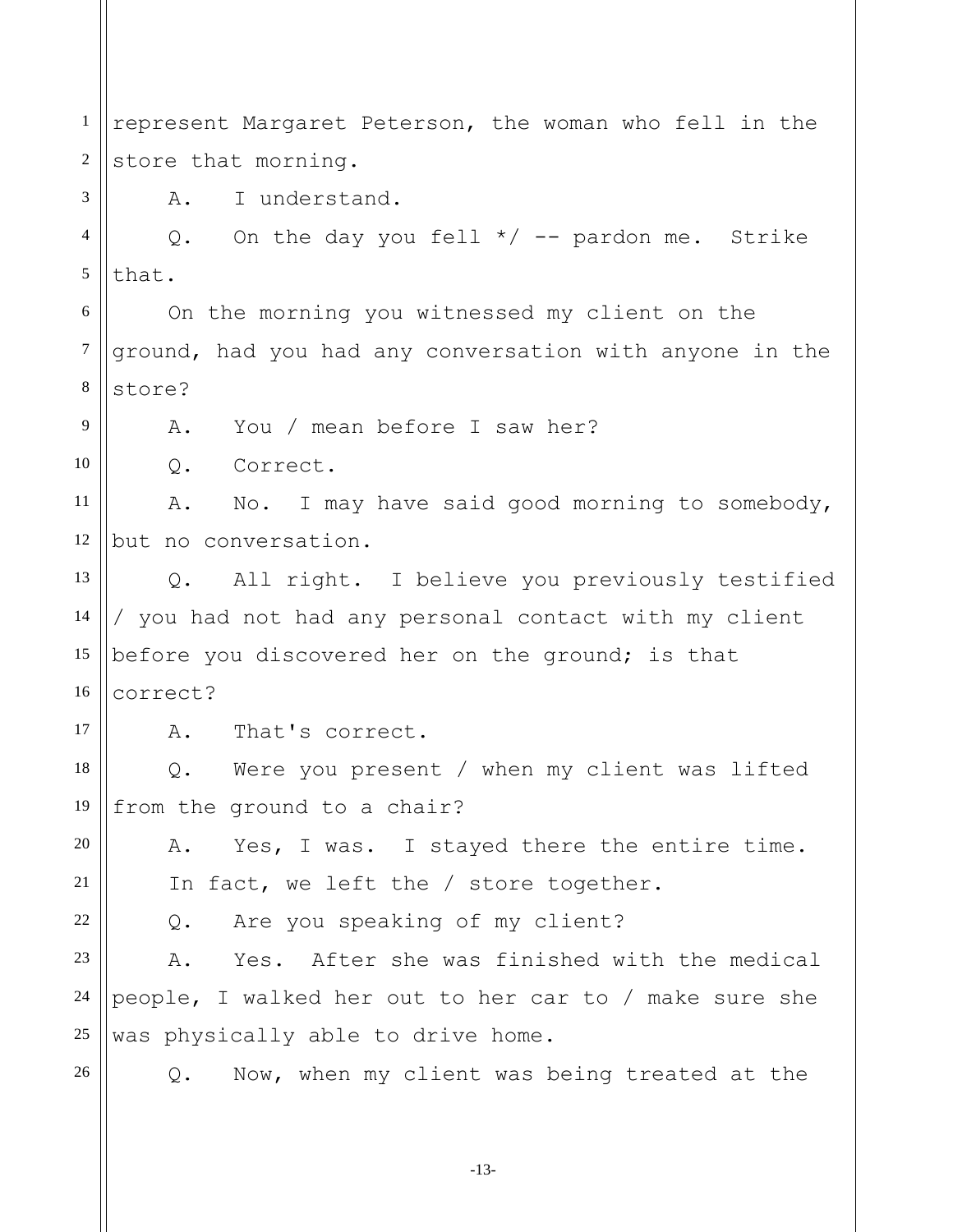represent Margaret Peterson, the woman who fell in the store that morning.

A. I understand.

Q. On the day you fell */ -- pardon me. Strike that.

On the morning you witnessed my client on the ground, had you had any conversation with anyone in the store?

A. You / mean before I saw her?

Q. Correct.

A. No. I may have said good morning to somebody, but no conversation.

Q. All right. I believe you previously testified / you had not had any personal contact with my client before you discovered her on the ground; is that correct?

A. That's correct.

Q. Were you present / when my client was lifted from the ground to a chair?

A. Yes, I was. I stayed there the entire time.

In fact, we left the / store together.

Q. Are you speaking of my client?

A. Yes. After she was finished with the medical people, I walked her out to her car to / make sure she was physically able to drive home.

Q. Now, when my client was being treated at the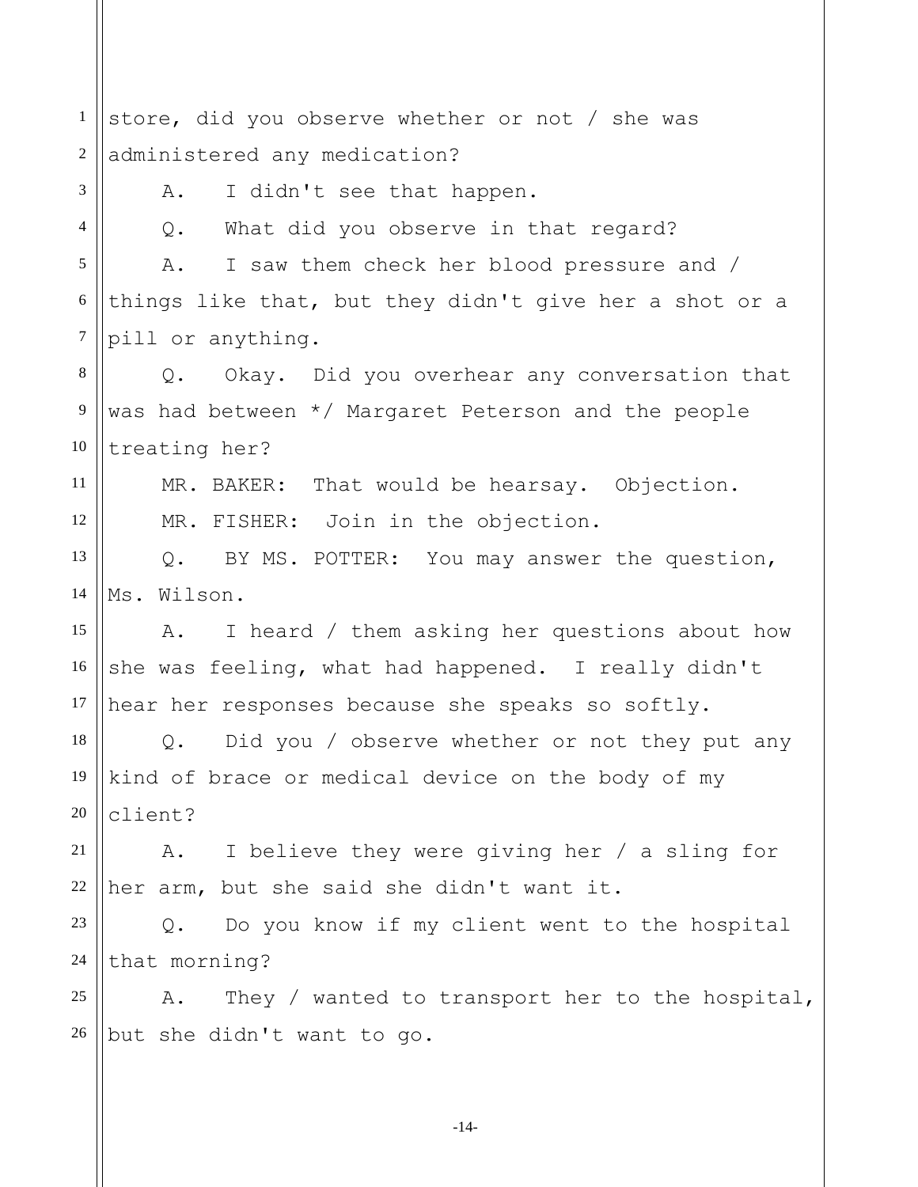store, did you observe whether or not / she was administered any medication?

A. I didn't see that happen.

Q. What did you observe in that regard?

A. I saw them check her blood pressure and / things like that, but they didn't give her a shot or a pill or anything.

Q. Okay. Did you overhear any conversation that was had between */ Margaret Peterson and the people treating her?

MR. BAKER: That would be hearsay. Objection.

MR. FISHER: Join in the objection.

Q. BY MS. POTTER: You may answer the question, Ms. Wilson.

A. I heard / them asking her questions about how she was feeling, what had happened. I really didn't hear her responses because she speaks so softly.

Q. Did you / observe whether or not they put any kind of brace or medical device on the body of my client?

A. I believe they were giving her / a sling for her arm, but she said she didn't want it.

Q. Do you know if my client went to the hospital that morning?

A. They / wanted to transport her to the hospital, but she didn't want to go.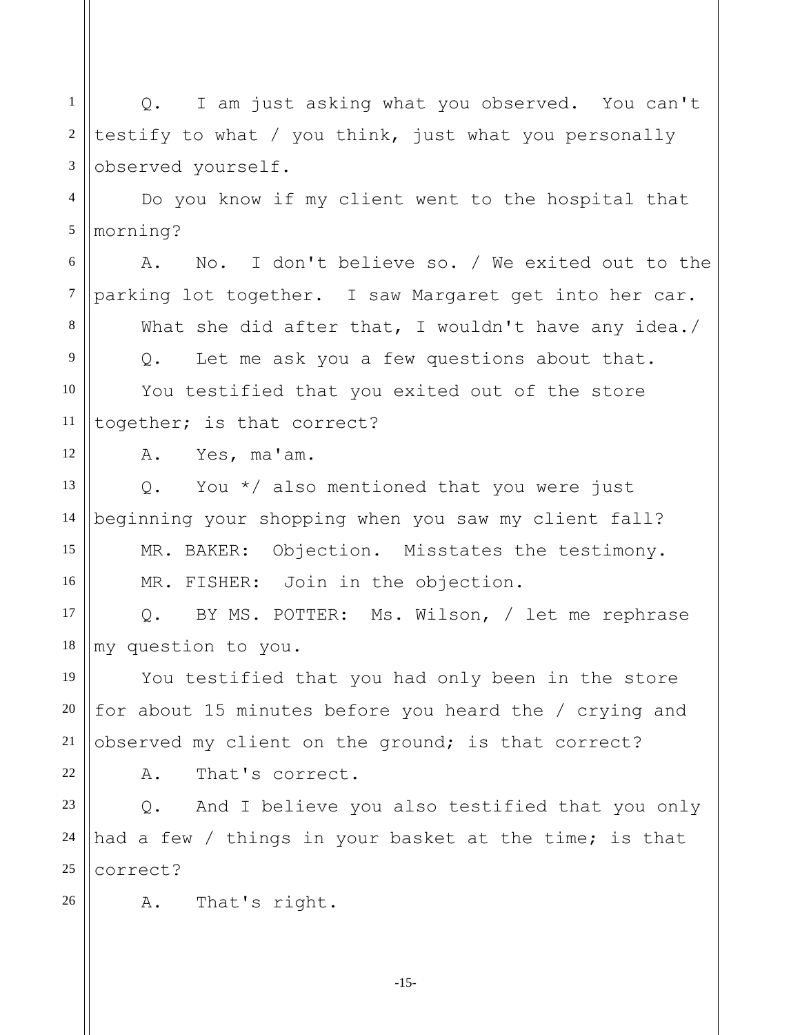Q. I am just asking what you observed. You can't testify to what / you think, just what you personally observed yourself.

Do you know if my client went to the hospital that morning?

A. No. I don't believe so. / We exited out to the parking lot together. I saw Margaret get into her car.

What she did after that, I wouldn't have any idea./

Q. Let me ask you a few questions about that.

You testified that you exited out of the store together; is that correct?

A. Yes, ma'am.

Q. You */ also mentioned that you were just beginning your shopping when you saw my client fall?

MR. BAKER: Objection. Misstates the testimony.

MR. FISHER: Join in the objection.

Q. BY MS. POTTER: Ms. Wilson, / let me rephrase my question to you.

You testified that you had only been in the store for about 15 minutes before you heard the / crying and observed my client on the ground; is that correct?

A. That's correct.

Q. And I believe you also testified that you only had a few / things in your basket at the time; is that correct?

A. That's right.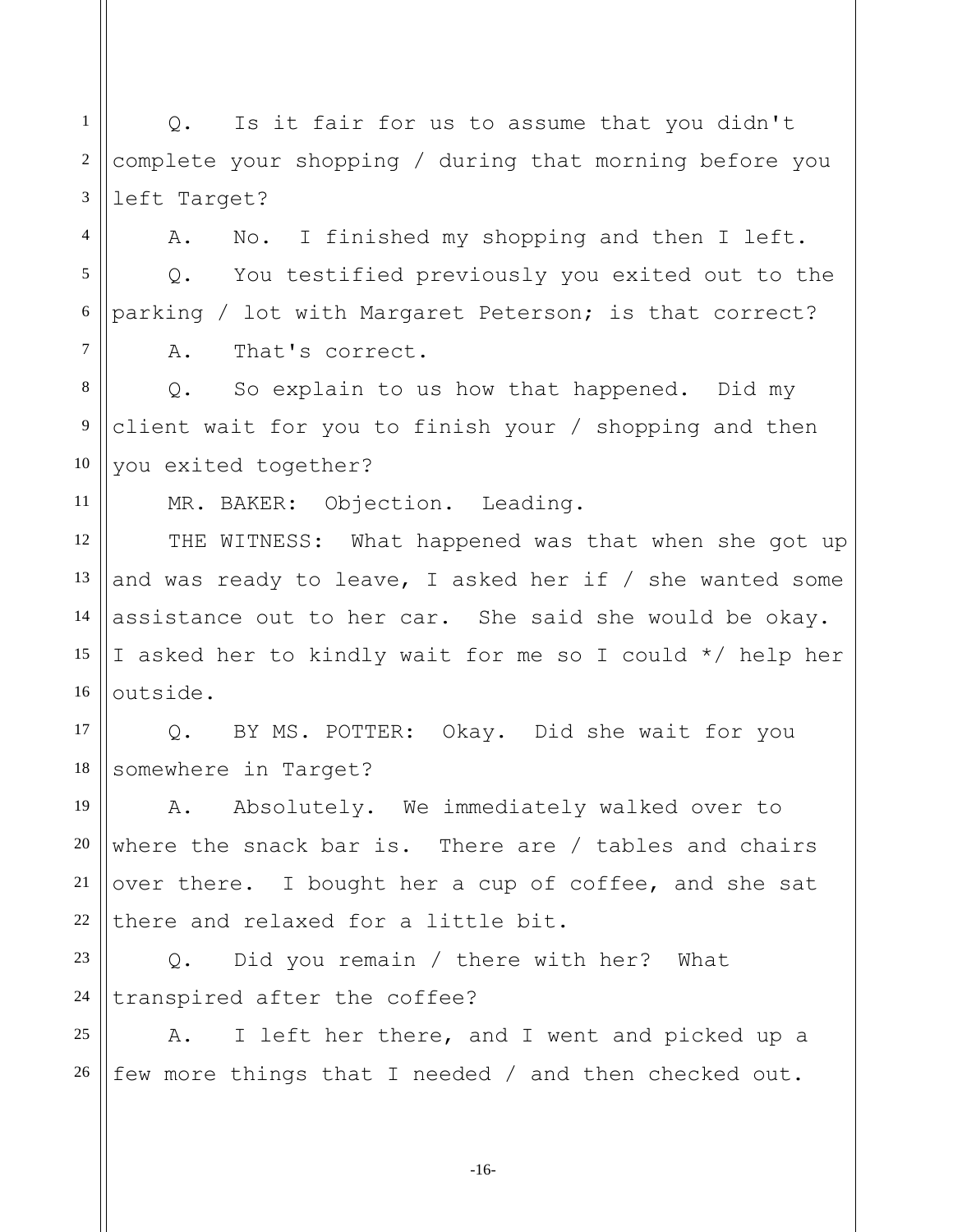Q. Is it fair for us to assume that you didn't complete your shopping / during that morning before you left Target?

A. No. I finished my shopping and then I left.

Q. You testified previously you exited out to the parking / lot with Margaret Peterson; is that correct?

A. That's correct.

Q. So explain to us how that happened. Did my client wait for you to finish your / shopping and then you exited together?

MR. BAKER: Objection. Leading.

THE WITNESS: What happened was that when she got up and was ready to leave, I asked her if / she wanted some assistance out to her car. She said she would be okay. I asked her to kindly wait for me so I could */ help her outside.

Q. BY MS. POTTER: Okay. Did she wait for you somewhere in Target?

A. Absolutely. We immediately walked over to where the snack bar is. There are / tables and chairs over there. I bought her a cup of coffee, and she sat there and relaxed for a little bit.

Q. Did you remain / there with her? What transpired after the coffee?

A. I left her there, and I went and picked up a few more things that I needed / and then checked out.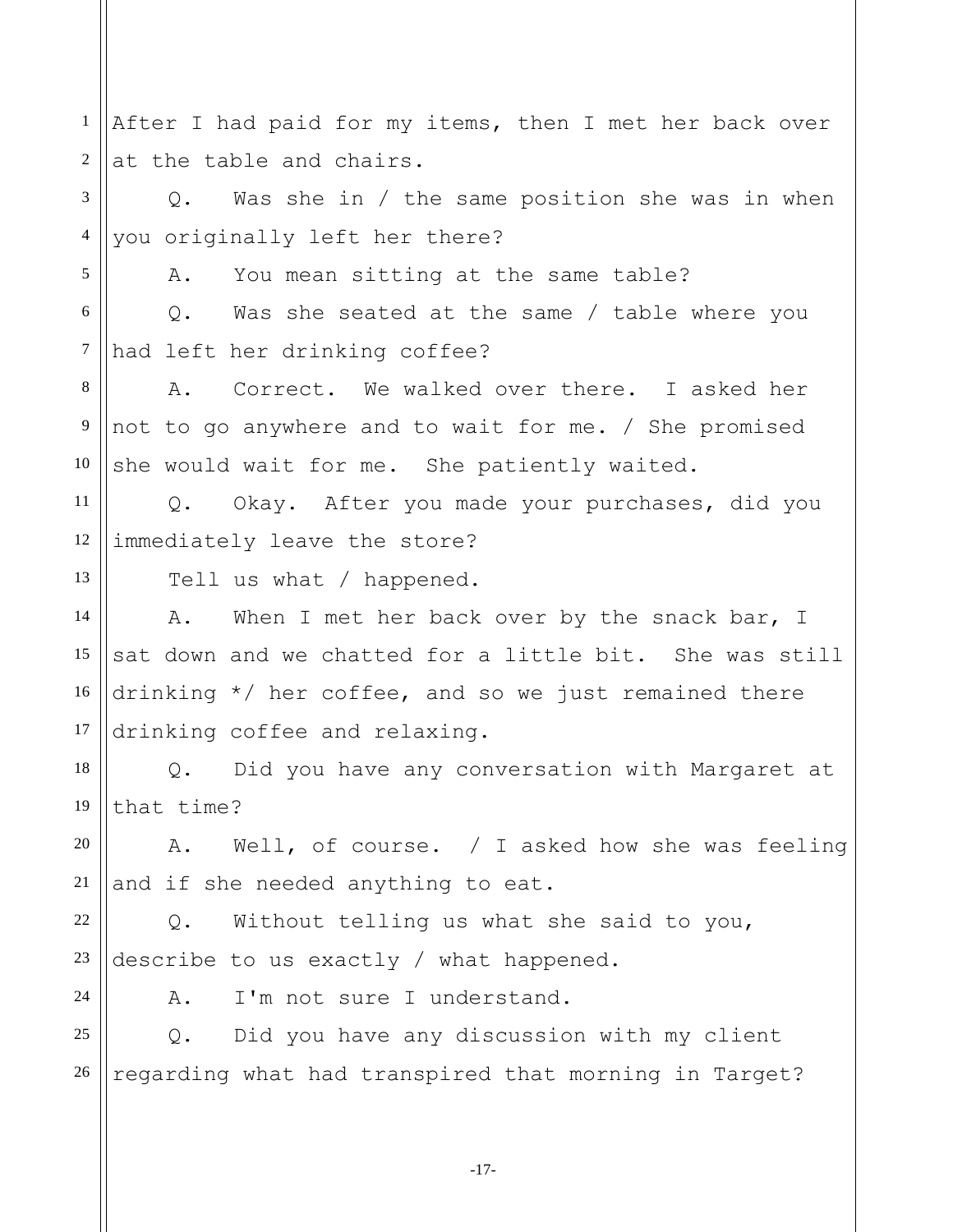After I had paid for my items, then I met her back over at the table and chairs.

Q. Was she in / the same position she was in when you originally left her there?

A. You mean sitting at the same table?

Q. Was she seated at the same / table where you had left her drinking coffee?

A. Correct. We walked over there. I asked her not to go anywhere and to wait for me. / She promised she would wait for me. She patiently waited.

Q. Okay. After you made your purchases, did you immediately leave the store?

Tell us what / happened.

A. When I met her back over by the snack bar, I sat down and we chatted for a little bit. She was still drinking */ her coffee, and so we just remained there drinking coffee and relaxing.

Q. Did you have any conversation with Margaret at that time?

A. Well, of course. / I asked how she was feeling and if she needed anything to eat.

Q. Without telling us what she said to you, describe to us exactly / what happened.

A. I'm not sure I understand.

Q. Did you have any discussion with my client regarding what had transpired that morning in Target?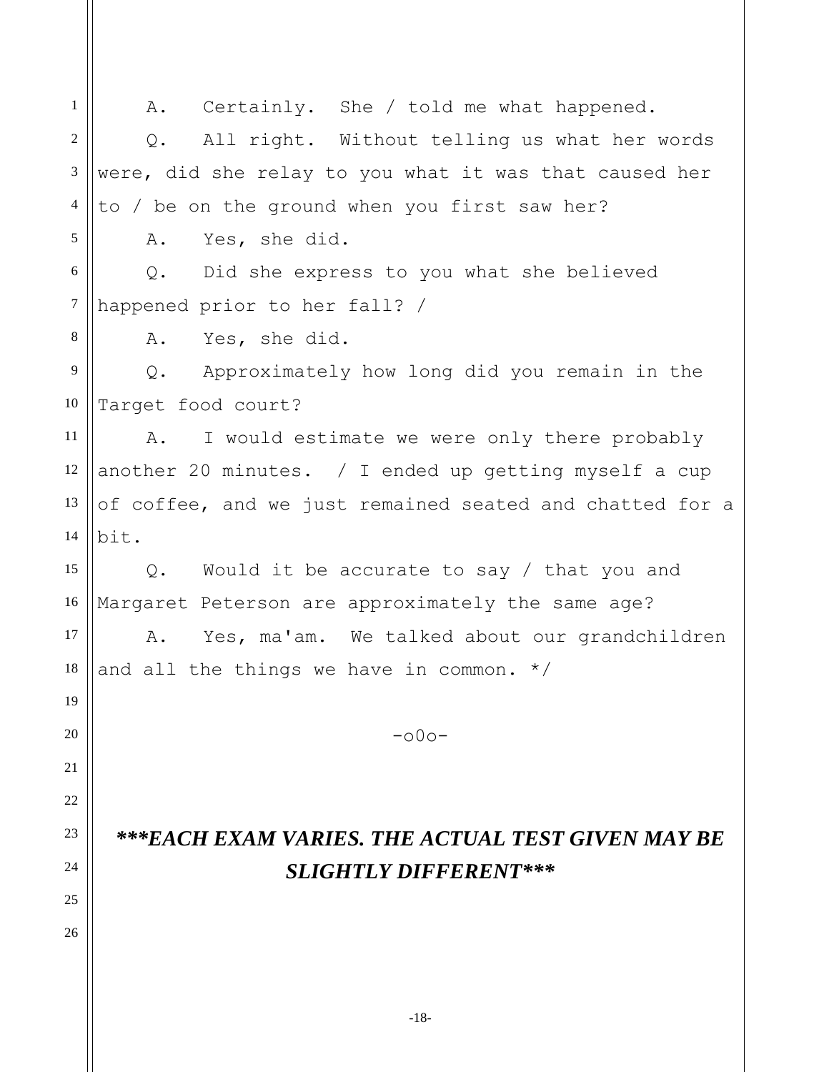A. Certainly. She / told me what happened.

Q. All right. Without telling us what her words were, did she relay to you what it was that caused her to / be on the ground when you first saw her?

A. Yes, she did.

Q. Did she express to you what she believed happened prior to her fall? /

A. Yes, she did.

Q. Approximately how long did you remain in the Target food court?

A. I would estimate we were only there probably another 20 minutes. / I ended up getting myself a cup of coffee, and we just remained seated and chatted for a bit.

Q. Would it be accurate to say / that you and Margaret Peterson are approximately the same age?

A. Yes, ma'am. We talked about our grandchildren and all the things we have in common. */

-o0o-

***EACH EXAM VARIES. THE ACTUAL TEST GIVEN MAY BE SLIGHTLY DIFFERENT***